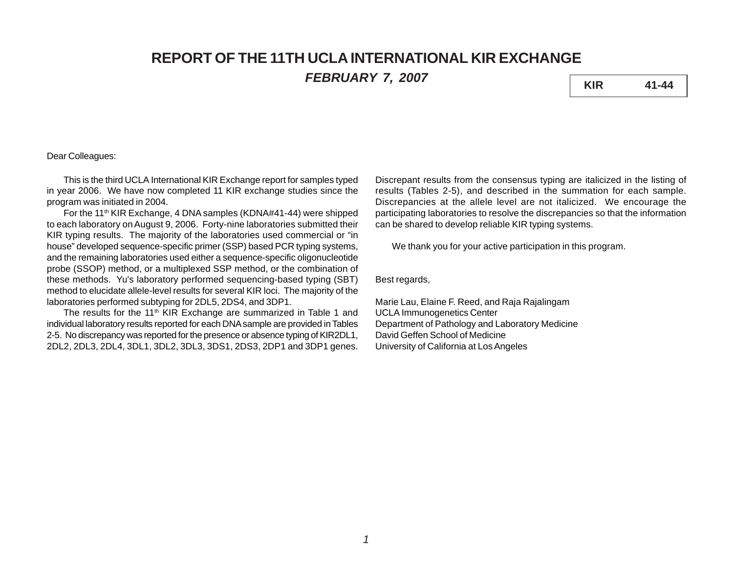# REPORT OF THE 11TH UCLA INTERNATIONAL KIR EXCHANGE

***FEBRUARY 7, 2007***

| KIR | 41-44 |
|---|---|

Dear Colleagues:

This is the third UCLA International KIR Exchange report for samples typed in year 2006. We have now completed 11 KIR exchange studies since the program was initiated in 2004.

For the 11th KIR Exchange, 4 DNA samples (KDNA#41-44) were shipped to each laboratory on August 9, 2006. Forty-nine laboratories submitted their KIR typing results. The majority of the laboratories used commercial or "in house" developed sequence-specific primer (SSP) based PCR typing systems, and the remaining laboratories used either a sequence-specific oligonucleotide probe (SSOP) method, or a multiplexed SSP method, or the combination of these methods. Yu's laboratory performed sequencing-based typing (SBT) method to elucidate allele-level results for several KIR loci. The majority of the laboratories performed subtyping for 2DL5, 2DS4, and 3DP1.

The results for the 11th KIR Exchange are summarized in Table 1 and individual laboratory results reported for each DNA sample are provided in Tables 2-5. No discrepancy was reported for the presence or absence typing of KIR2DL1, 2DL2, 2DL3, 2DL4, 3DL1, 3DL2, 3DL3, 3DS1, 2DS3, 2DP1 and 3DP1 genes. Discrepant results from the consensus typing are italicized in the listing of results (Tables 2-5), and described in the summation for each sample. Discrepancies at the allele level are not italicized. We encourage the participating laboratories to resolve the discrepancies so that the information can be shared to develop reliable KIR typing systems.

We thank you for your active participation in this program.

Best regards,

Marie Lau, Elaine F. Reed, and Raja Rajalingam
UCLA Immunogenetics Center
Department of Pathology and Laboratory Medicine
David Geffen School of Medicine
University of California at Los Angeles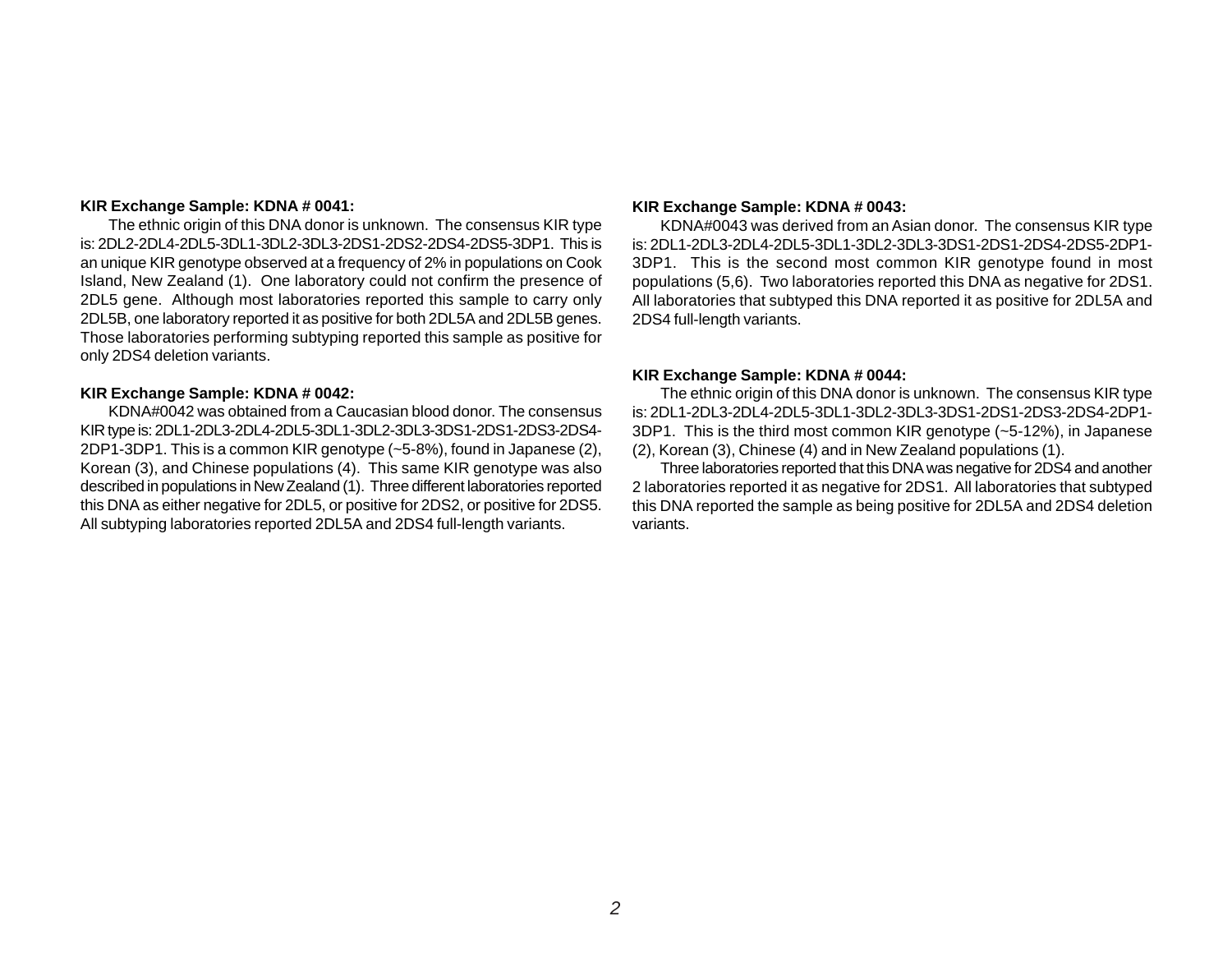**KIR Exchange Sample: KDNA # 0041:**

The ethnic origin of this DNA donor is unknown. The consensus KIR type is: 2DL2-2DL4-2DL5-3DL1-3DL2-3DL3-2DS1-2DS2-2DS4-2DS5-3DP1. This is an unique KIR genotype observed at a frequency of 2% in populations on Cook Island, New Zealand (1). One laboratory could not confirm the presence of 2DL5 gene. Although most laboratories reported this sample to carry only 2DL5B, one laboratory reported it as positive for both 2DL5A and 2DL5B genes. Those laboratories performing subtyping reported this sample as positive for only 2DS4 deletion variants.

**KIR Exchange Sample: KDNA # 0042:**

KDNA#0042 was obtained from a Caucasian blood donor. The consensus KIR type is: 2DL1-2DL3-2DL4-2DL5-3DL1-3DL2-3DL3-3DS1-2DS1-2DS3-2DS4-2DP1-3DP1. This is a common KIR genotype (~5-8%), found in Japanese (2), Korean (3), and Chinese populations (4). This same KIR genotype was also described in populations in New Zealand (1). Three different laboratories reported this DNA as either negative for 2DL5, or positive for 2DS2, or positive for 2DS5. All subtyping laboratories reported 2DL5A and 2DS4 full-length variants.

**KIR Exchange Sample: KDNA # 0043:**

KDNA#0043 was derived from an Asian donor. The consensus KIR type is: 2DL1-2DL3-2DL4-2DL5-3DL1-3DL2-3DL3-3DS1-2DS1-2DS4-2DS5-2DP1-3DP1. This is the second most common KIR genotype found in most populations (5,6). Two laboratories reported this DNA as negative for 2DS1. All laboratories that subtyped this DNA reported it as positive for 2DL5A and 2DS4 full-length variants.

**KIR Exchange Sample: KDNA # 0044:**

The ethnic origin of this DNA donor is unknown. The consensus KIR type is: 2DL1-2DL3-2DL4-2DL5-3DL1-3DL2-3DL3-3DS1-2DS1-2DS3-2DS4-2DP1-3DP1. This is the third most common KIR genotype (~5-12%), in Japanese (2), Korean (3), Chinese (4) and in New Zealand populations (1).

Three laboratories reported that this DNA was negative for 2DS4 and another 2 laboratories reported it as negative for 2DS1. All laboratories that subtyped this DNA reported the sample as being positive for 2DL5A and 2DS4 deletion variants.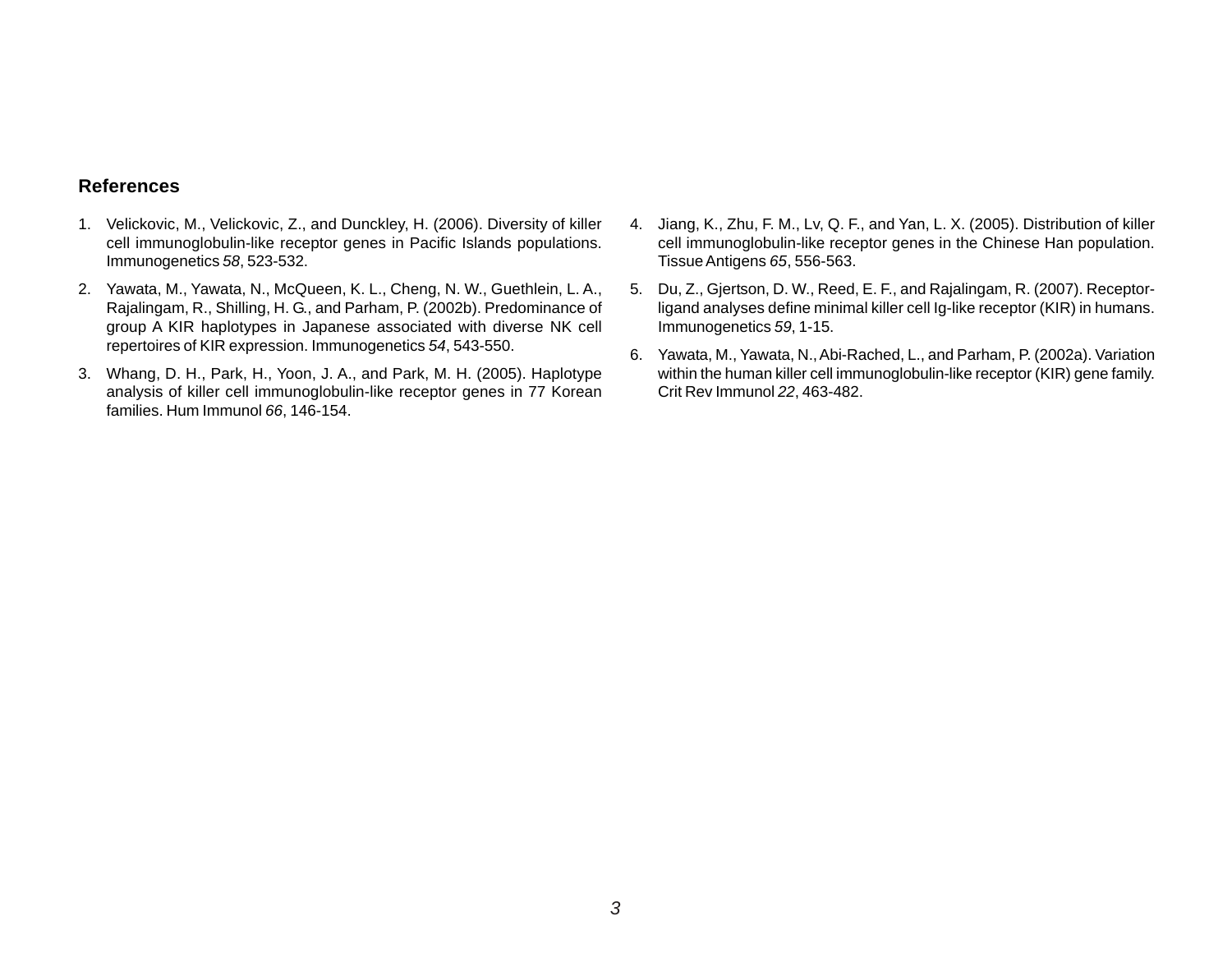## References

1. Velickovic, M., Velickovic, Z., and Dunckley, H. (2006). Diversity of killer cell immunoglobulin-like receptor genes in Pacific Islands populations. Immunogenetics *58*, 523-532.
2. Yawata, M., Yawata, N., McQueen, K. L., Cheng, N. W., Guethlein, L. A., Rajalingam, R., Shilling, H. G., and Parham, P. (2002b). Predominance of group A KIR haplotypes in Japanese associated with diverse NK cell repertoires of KIR expression. Immunogenetics *54*, 543-550.
3. Whang, D. H., Park, H., Yoon, J. A., and Park, M. H. (2005). Haplotype analysis of killer cell immunoglobulin-like receptor genes in 77 Korean families. Hum Immunol *66*, 146-154.
4. Jiang, K., Zhu, F. M., Lv, Q. F., and Yan, L. X. (2005). Distribution of killer cell immunoglobulin-like receptor genes in the Chinese Han population. Tissue Antigens *65*, 556-563.
5. Du, Z., Gjertson, D. W., Reed, E. F., and Rajalingam, R. (2007). Receptor-ligand analyses define minimal killer cell Ig-like receptor (KIR) in humans. Immunogenetics *59*, 1-15.
6. Yawata, M., Yawata, N., Abi-Rached, L., and Parham, P. (2002a). Variation within the human killer cell immunoglobulin-like receptor (KIR) gene family. Crit Rev Immunol *22*, 463-482.